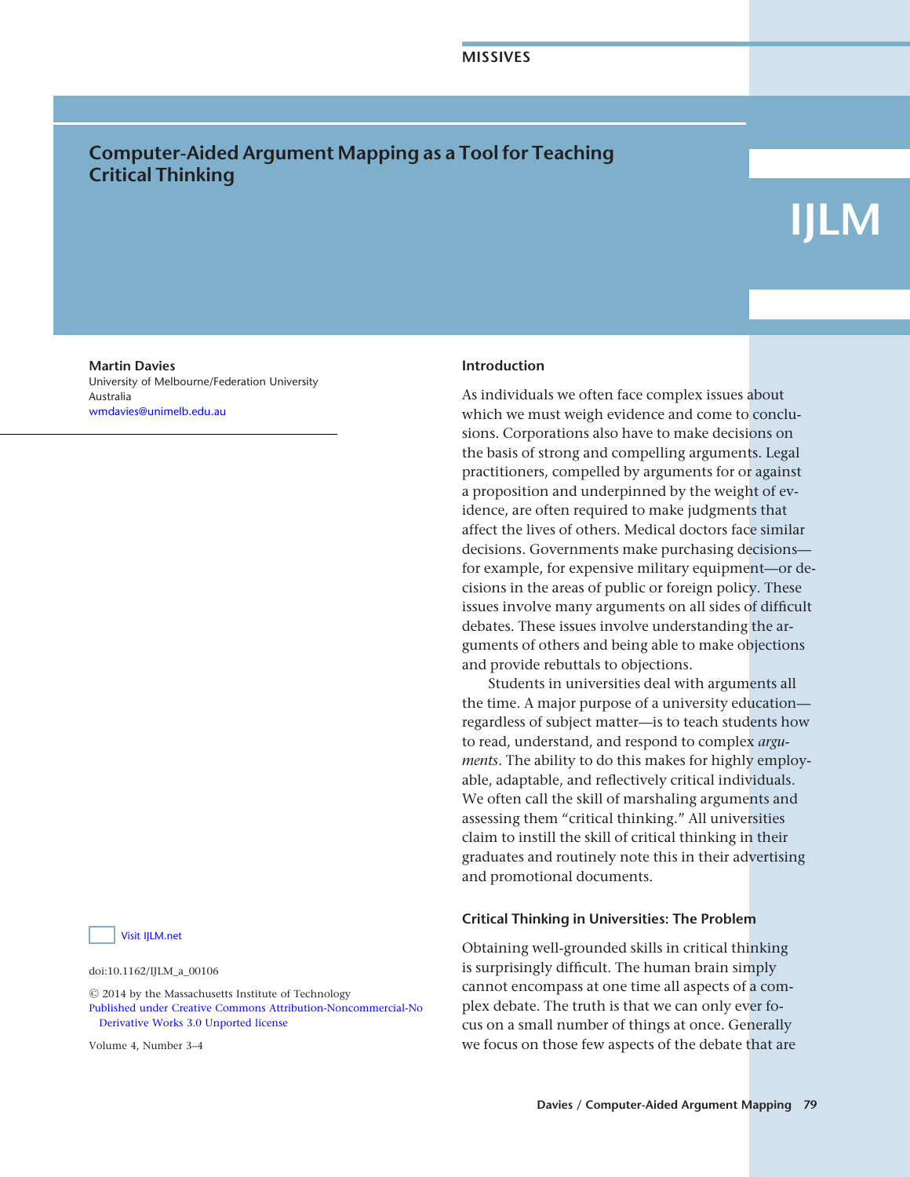MISSIVES

# Computer-Aided Argument Mapping as a Tool for Teaching Critical Thinking

**Martin Davies**
University of Melbourne/Federation University
Australia
wmdavies@unimelb.edu.au

Visit IJLM.net

doi:10.1162/IJLM_a_00106

© 2014 by the Massachusetts Institute of Technology
Published under Creative Commons Attribution-Noncommercial-No Derivative Works 3.0 Unported license

## Introduction

As individuals we often face complex issues about which we must weigh evidence and come to conclusions. Corporations also have to make decisions on the basis of strong and compelling arguments. Legal practitioners, compelled by arguments for or against a proposition and underpinned by the weight of evidence, are often required to make judgments that affect the lives of others. Medical doctors face similar decisions. Governments make purchasing decisions—for example, for expensive military equipment—or decisions in the areas of public or foreign policy. These issues involve many arguments on all sides of difficult debates. These issues involve understanding the arguments of others and being able to make objections and provide rebuttals to objections.

Students in universities deal with arguments all the time. A major purpose of a university education—regardless of subject matter—is to teach students how to read, understand, and respond to complex *arguments*. The ability to do this makes for highly employable, adaptable, and reflectively critical individuals. We often call the skill of marshaling arguments and assessing them "critical thinking." All universities claim to instill the skill of critical thinking in their graduates and routinely note this in their advertising and promotional documents.

## Critical Thinking in Universities: The Problem

Obtaining well-grounded skills in critical thinking is surprisingly difficult. The human brain simply cannot encompass at one time all aspects of a complex debate. The truth is that we can only ever focus on a small number of things at once. Generally we focus on those few aspects of the debate that are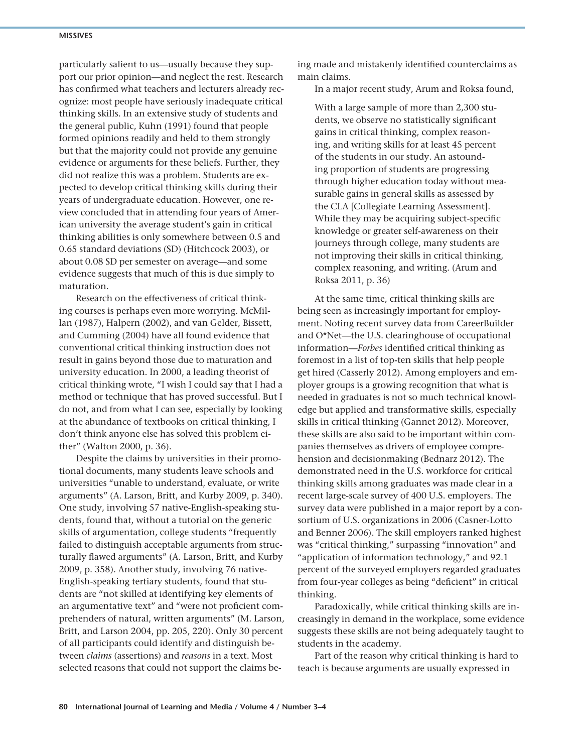particularly salient to us—usually because they support our prior opinion—and neglect the rest. Research has confirmed what teachers and lecturers already recognize: most people have seriously inadequate critical thinking skills. In an extensive study of students and the general public, Kuhn (1991) found that people formed opinions readily and held to them strongly but that the majority could not provide any genuine evidence or arguments for these beliefs. Further, they did not realize this was a problem. Students are expected to develop critical thinking skills during their years of undergraduate education. However, one review concluded that in attending four years of American university the average student's gain in critical thinking abilities is only somewhere between 0.5 and 0.65 standard deviations (SD) (Hitchcock 2003), or about 0.08 SD per semester on average—and some evidence suggests that much of this is due simply to maturation.

Research on the effectiveness of critical thinking courses is perhaps even more worrying. McMillan (1987), Halpern (2002), and van Gelder, Bissett, and Cumming (2004) have all found evidence that conventional critical thinking instruction does not result in gains beyond those due to maturation and university education. In 2000, a leading theorist of critical thinking wrote, "I wish I could say that I had a method or technique that has proved successful. But I do not, and from what I can see, especially by looking at the abundance of textbooks on critical thinking, I don't think anyone else has solved this problem either" (Walton 2000, p. 36).

Despite the claims by universities in their promotional documents, many students leave schools and universities "unable to understand, evaluate, or write arguments" (A. Larson, Britt, and Kurby 2009, p. 340). One study, involving 57 native-English-speaking students, found that, without a tutorial on the generic skills of argumentation, college students "frequently failed to distinguish acceptable arguments from structurally flawed arguments" (A. Larson, Britt, and Kurby 2009, p. 358). Another study, involving 76 native-English-speaking tertiary students, found that students are "not skilled at identifying key elements of an argumentative text" and "were not proficient comprehenders of natural, written arguments" (M. Larson, Britt, and Larson 2004, pp. 205, 220). Only 30 percent of all participants could identify and distinguish between *claims* (assertions) and *reasons* in a text. Most selected reasons that could not support the claims being made and mistakenly identified counterclaims as main claims.

In a major recent study, Arum and Roksa found,

> With a large sample of more than 2,300 students, we observe no statistically significant gains in critical thinking, complex reasoning, and writing skills for at least 45 percent of the students in our study. An astounding proportion of students are progressing through higher education today without measurable gains in general skills as assessed by the CLA [Collegiate Learning Assessment]. While they may be acquiring subject-specific knowledge or greater self-awareness on their journeys through college, many students are not improving their skills in critical thinking, complex reasoning, and writing. (Arum and Roksa 2011, p. 36)

At the same time, critical thinking skills are being seen as increasingly important for employment. Noting recent survey data from CareerBuilder and O*Net—the U.S. clearinghouse of occupational information—*Forbes* identified critical thinking as foremost in a list of top-ten skills that help people get hired (Casserly 2012). Among employers and employer groups is a growing recognition that what is needed in graduates is not so much technical knowledge but applied and transformative skills, especially skills in critical thinking (Gannet 2012). Moreover, these skills are also said to be important within companies themselves as drivers of employee comprehension and decisionmaking (Bednarz 2012). The demonstrated need in the U.S. workforce for critical thinking skills among graduates was made clear in a recent large-scale survey of 400 U.S. employers. The survey data were published in a major report by a consortium of U.S. organizations in 2006 (Casner-Lotto and Benner 2006). The skill employers ranked highest was "critical thinking," surpassing "innovation" and "application of information technology," and 92.1 percent of the surveyed employers regarded graduates from four-year colleges as being "deficient" in critical thinking.

Paradoxically, while critical thinking skills are increasingly in demand in the workplace, some evidence suggests these skills are not being adequately taught to students in the academy.

Part of the reason why critical thinking is hard to teach is because arguments are usually expressed in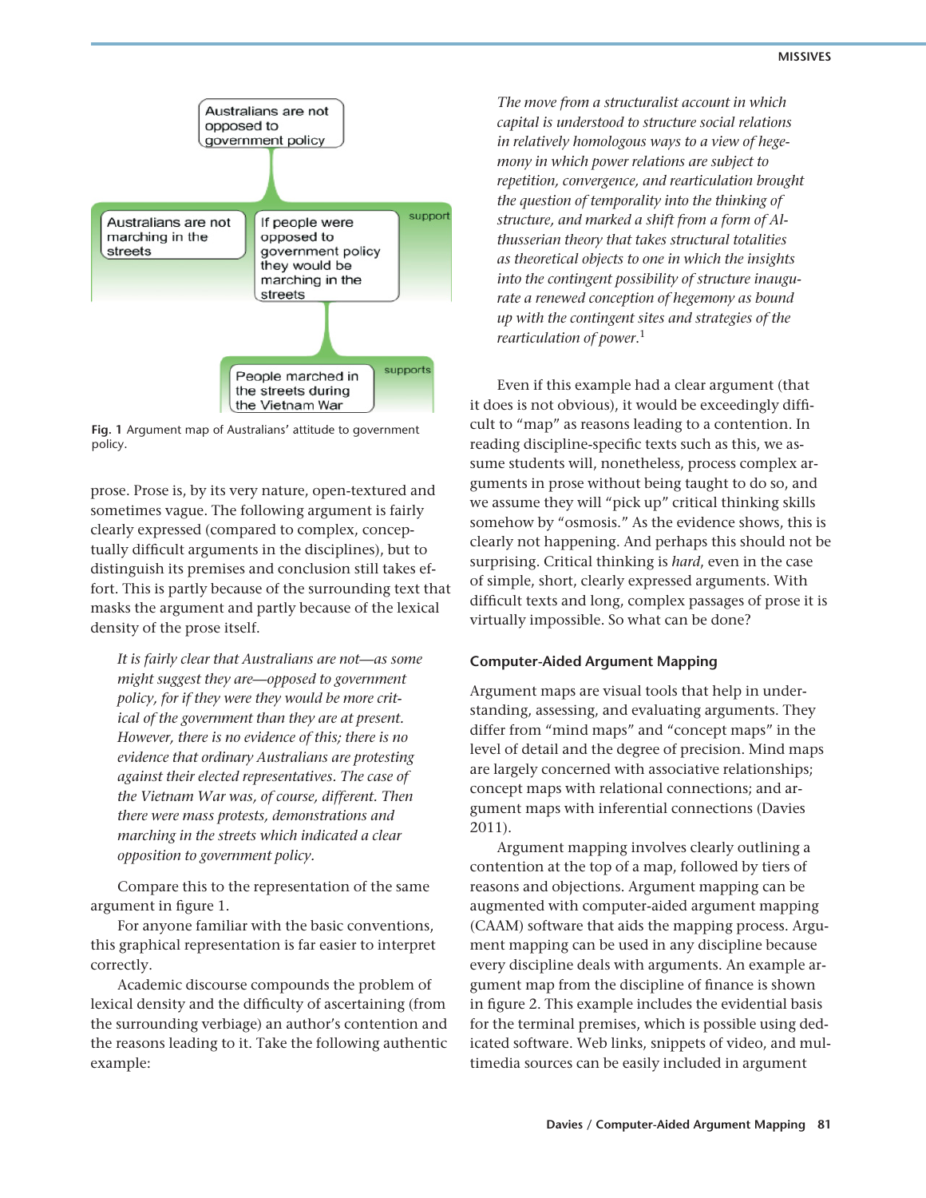Australians are not opposed to government policy

Australians are not marching in the streets

If people were opposed to government policy they would be marching in the streets

support

People marched in the streets during the Vietnam War

supports

**Fig. 1** Argument map of Australians' attitude to government policy.

prose. Prose is, by its very nature, open-textured and sometimes vague. The following argument is fairly clearly expressed (compared to complex, conceptually difficult arguments in the disciplines), but to distinguish its premises and conclusion still takes effort. This is partly because of the surrounding text that masks the argument and partly because of the lexical density of the prose itself.

> *It is fairly clear that Australians are not—as some might suggest they are—opposed to government policy, for if they were they would be more critical of the government than they are at present. However, there is no evidence of this; there is no evidence that ordinary Australians are protesting against their elected representatives. The case of the Vietnam War was, of course, different. Then there were mass protests, demonstrations and marching in the streets which indicated a clear opposition to government policy.*

Compare this to the representation of the same argument in figure 1.

For anyone familiar with the basic conventions, this graphical representation is far easier to interpret correctly.

Academic discourse compounds the problem of lexical density and the difficulty of ascertaining (from the surrounding verbiage) an author's contention and the reasons leading to it. Take the following authentic example:

> *The move from a structuralist account in which capital is understood to structure social relations in relatively homologous ways to a view of hegemony in which power relations are subject to repetition, convergence, and rearticulation brought the question of temporality into the thinking of structure, and marked a shift from a form of Althusserian theory that takes structural totalities as theoretical objects to one in which the insights into the contingent possibility of structure inaugurate a renewed conception of hegemony as bound up with the contingent sites and strategies of the rearticulation of power.*[1]

Even if this example had a clear argument (that it does is not obvious), it would be exceedingly difficult to "map" as reasons leading to a contention. In reading discipline-specific texts such as this, we assume students will, nonetheless, process complex arguments in prose without being taught to do so, and we assume they will "pick up" critical thinking skills somehow by "osmosis." As the evidence shows, this is clearly not happening. And perhaps this should not be surprising. Critical thinking is *hard*, even in the case of simple, short, clearly expressed arguments. With difficult texts and long, complex passages of prose it is virtually impossible. So what can be done?

## Computer-Aided Argument Mapping

Argument maps are visual tools that help in understanding, assessing, and evaluating arguments. They differ from "mind maps" and "concept maps" in the level of detail and the degree of precision. Mind maps are largely concerned with associative relationships; concept maps with relational connections; and argument maps with inferential connections (Davies 2011).

Argument mapping involves clearly outlining a contention at the top of a map, followed by tiers of reasons and objections. Argument mapping can be augmented with computer-aided argument mapping (CAAM) software that aids the mapping process. Argument mapping can be used in any discipline because every discipline deals with arguments. An example argument map from the discipline of finance is shown in figure 2. This example includes the evidential basis for the terminal premises, which is possible using dedicated software. Web links, snippets of video, and multimedia sources can be easily included in argument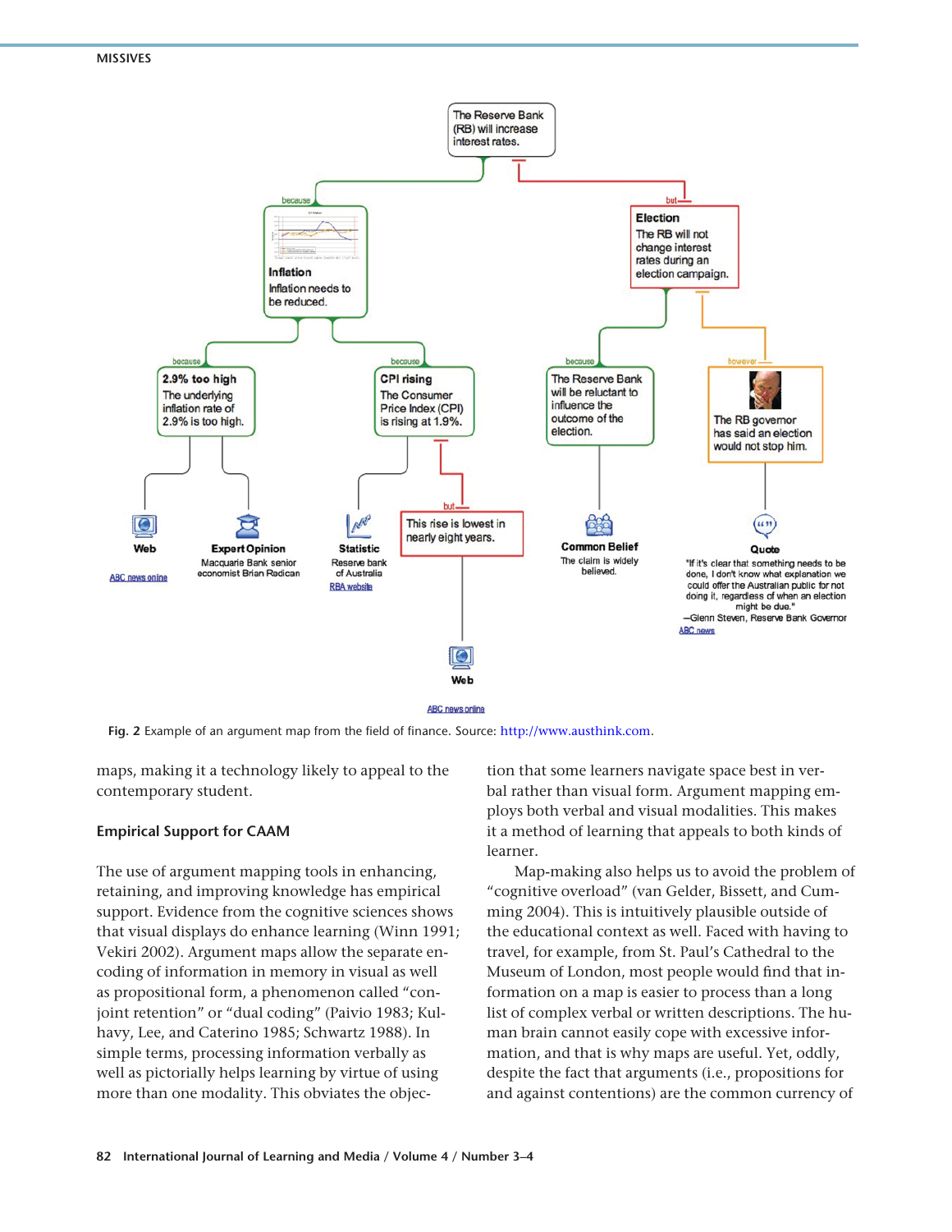Fig. 2 Example of an argument map from the field of finance. Source: http://www.austhink.com.

maps, making it a technology likely to appeal to the contemporary student.

## Empirical Support for CAAM

The use of argument mapping tools in enhancing, retaining, and improving knowledge has empirical support. Evidence from the cognitive sciences shows that visual displays do enhance learning (Winn 1991; Vekiri 2002). Argument maps allow the separate encoding of information in memory in visual as well as propositional form, a phenomenon called "conjoint retention" or "dual coding" (Paivio 1983; Kulhavy, Lee, and Caterino 1985; Schwartz 1988). In simple terms, processing information verbally as well as pictorially helps learning by virtue of using more than one modality. This obviates the objection that some learners navigate space best in verbal rather than visual form. Argument mapping employs both verbal and visual modalities. This makes it a method of learning that appeals to both kinds of learner.

Map-making also helps us to avoid the problem of "cognitive overload" (van Gelder, Bissett, and Cumming 2004). This is intuitively plausible outside of the educational context as well. Faced with having to travel, for example, from St. Paul's Cathedral to the Museum of London, most people would find that information on a map is easier to process than a long list of complex verbal or written descriptions. The human brain cannot easily cope with excessive information, and that is why maps are useful. Yet, oddly, despite the fact that arguments (i.e., propositions for and against contentions) are the common currency of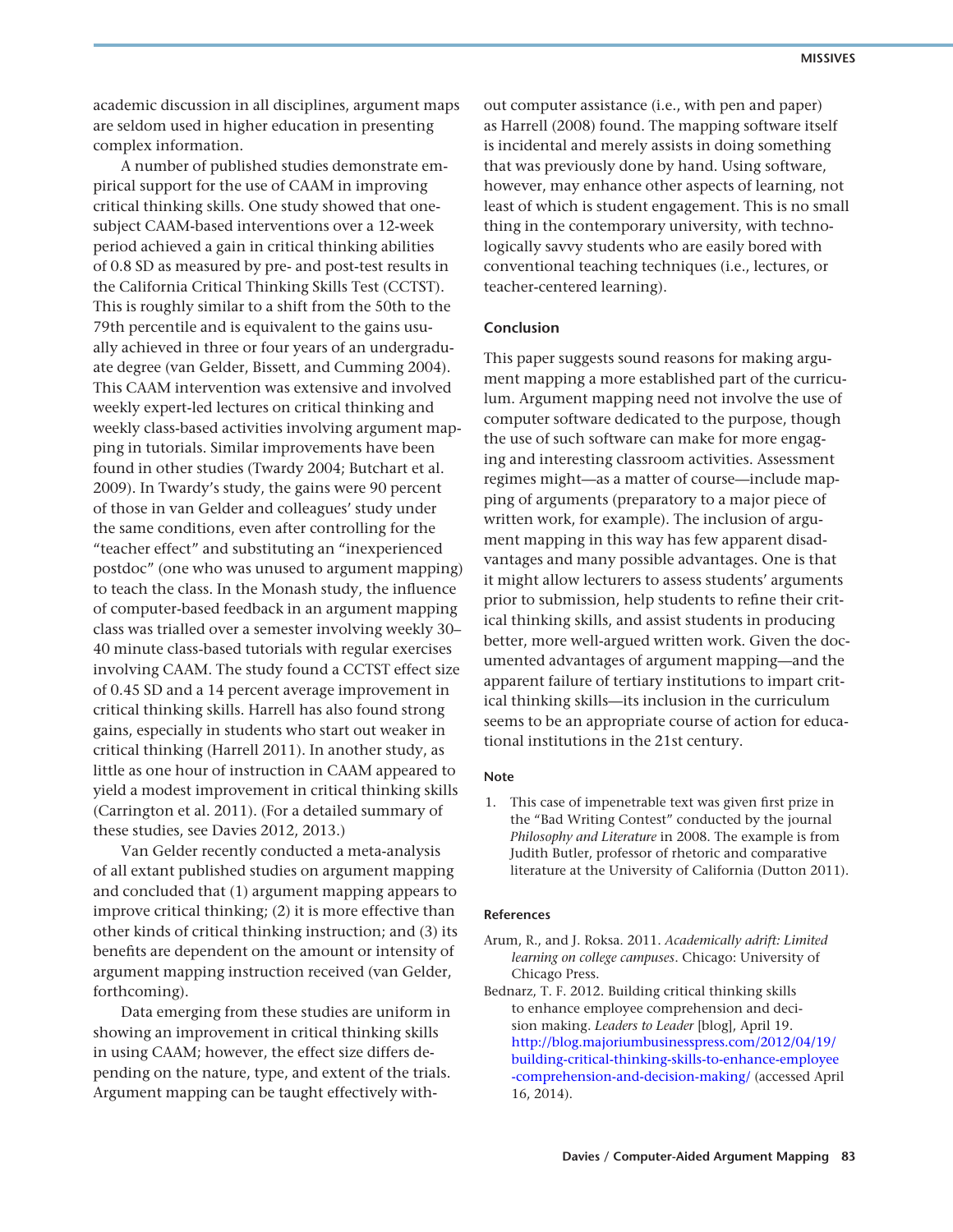academic discussion in all disciplines, argument maps are seldom used in higher education in presenting complex information.

A number of published studies demonstrate empirical support for the use of CAAM in improving critical thinking skills. One study showed that one-subject CAAM-based interventions over a 12-week period achieved a gain in critical thinking abilities of 0.8 SD as measured by pre- and post-test results in the California Critical Thinking Skills Test (CCTST). This is roughly similar to a shift from the 50th to the 79th percentile and is equivalent to the gains usually achieved in three or four years of an undergraduate degree (van Gelder, Bissett, and Cumming 2004). This CAAM intervention was extensive and involved weekly expert-led lectures on critical thinking and weekly class-based activities involving argument mapping in tutorials. Similar improvements have been found in other studies (Twardy 2004; Butchart et al. 2009). In Twardy's study, the gains were 90 percent of those in van Gelder and colleagues' study under the same conditions, even after controlling for the "teacher effect" and substituting an "inexperienced postdoc" (one who was unused to argument mapping) to teach the class. In the Monash study, the influence of computer-based feedback in an argument mapping class was trialled over a semester involving weekly 30–40 minute class-based tutorials with regular exercises involving CAAM. The study found a CCTST effect size of 0.45 SD and a 14 percent average improvement in critical thinking skills. Harrell has also found strong gains, especially in students who start out weaker in critical thinking (Harrell 2011). In another study, as little as one hour of instruction in CAAM appeared to yield a modest improvement in critical thinking skills (Carrington et al. 2011). (For a detailed summary of these studies, see Davies 2012, 2013.)

Van Gelder recently conducted a meta-analysis of all extant published studies on argument mapping and concluded that (1) argument mapping appears to improve critical thinking; (2) it is more effective than other kinds of critical thinking instruction; and (3) its benefits are dependent on the amount or intensity of argument mapping instruction received (van Gelder, forthcoming).

Data emerging from these studies are uniform in showing an improvement in critical thinking skills in using CAAM; however, the effect size differs depending on the nature, type, and extent of the trials. Argument mapping can be taught effectively without computer assistance (i.e., with pen and paper) as Harrell (2008) found. The mapping software itself is incidental and merely assists in doing something that was previously done by hand. Using software, however, may enhance other aspects of learning, not least of which is student engagement. This is no small thing in the contemporary university, with technologically savvy students who are easily bored with conventional teaching techniques (i.e., lectures, or teacher-centered learning).

## Conclusion

This paper suggests sound reasons for making argument mapping a more established part of the curriculum. Argument mapping need not involve the use of computer software dedicated to the purpose, though the use of such software can make for more engaging and interesting classroom activities. Assessment regimes might—as a matter of course—include mapping of arguments (preparatory to a major piece of written work, for example). The inclusion of argument mapping in this way has few apparent disadvantages and many possible advantages. One is that it might allow lecturers to assess students' arguments prior to submission, help students to refine their critical thinking skills, and assist students in producing better, more well-argued written work. Given the documented advantages of argument mapping—and the apparent failure of tertiary institutions to impart critical thinking skills—its inclusion in the curriculum seems to be an appropriate course of action for educational institutions in the 21st century.

## Note

1. This case of impenetrable text was given first prize in the "Bad Writing Contest" conducted by the journal *Philosophy and Literature* in 2008. The example is from Judith Butler, professor of rhetoric and comparative literature at the University of California (Dutton 2011).

## References

Arum, R., and J. Roksa. 2011. *Academically adrift: Limited learning on college campuses*. Chicago: University of Chicago Press.

Bednarz, T. F. 2012. Building critical thinking skills to enhance employee comprehension and decision making. *Leaders to Leader* [blog], April 19. http://blog.majoriumbusinesspress.com/2012/04/19/building-critical-thinking-skills-to-enhance-employee-comprehension-and-decision-making/ (accessed April 16, 2014).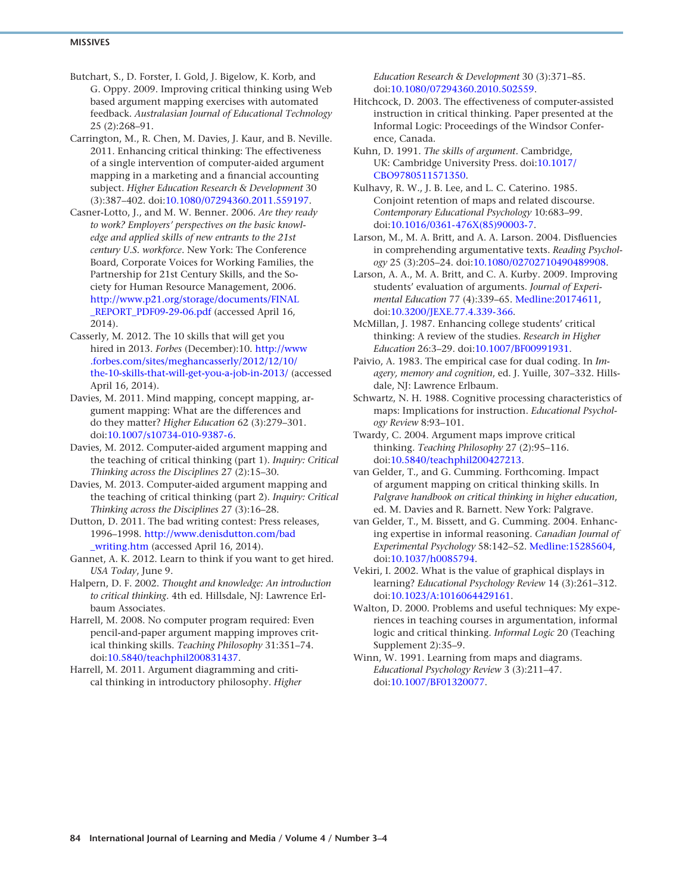Butchart, S., D. Forster, I. Gold, J. Bigelow, K. Korb, and G. Oppy. 2009. Improving critical thinking using Web based argument mapping exercises with automated feedback. *Australasian Journal of Educational Technology* 25 (2):268–91.

Carrington, M., R. Chen, M. Davies, J. Kaur, and B. Neville. 2011. Enhancing critical thinking: The effectiveness of a single intervention of computer-aided argument mapping in a marketing and a financial accounting subject. *Higher Education Research & Development* 30 (3):387–402. doi:10.1080/07294360.2011.559197.

Casner-Lotto, J., and M. W. Benner. 2006. *Are they ready to work? Employers' perspectives on the basic knowledge and applied skills of new entrants to the 21st century U.S. workforce*. New York: The Conference Board, Corporate Voices for Working Families, the Partnership for 21st Century Skills, and the Society for Human Resource Management, 2006. http://www.p21.org/storage/documents/FINAL_REPORT_PDF09-29-06.pdf (accessed April 16, 2014).

Casserly, M. 2012. The 10 skills that will get you hired in 2013. *Forbes* (December):10. http://www.forbes.com/sites/meghancasserly/2012/12/10/the-10-skills-that-will-get-you-a-job-in-2013/ (accessed April 16, 2014).

Davies, M. 2011. Mind mapping, concept mapping, argument mapping: What are the differences and do they matter? *Higher Education* 62 (3):279–301. doi:10.1007/s10734-010-9387-6.

Davies, M. 2012. Computer-aided argument mapping and the teaching of critical thinking (part 1). *Inquiry: Critical Thinking across the Disciplines* 27 (2):15–30.

Davies, M. 2013. Computer-aided argument mapping and the teaching of critical thinking (part 2). *Inquiry: Critical Thinking across the Disciplines* 27 (3):16–28.

Dutton, D. 2011. The bad writing contest: Press releases, 1996–1998. http://www.denisdutton.com/bad_writing.htm (accessed April 16, 2014).

Gannet, A. K. 2012. Learn to think if you want to get hired. *USA Today*, June 9.

Halpern, D. F. 2002. *Thought and knowledge: An introduction to critical thinking*. 4th ed. Hillsdale, NJ: Lawrence Erlbaum Associates.

Harrell, M. 2008. No computer program required: Even pencil-and-paper argument mapping improves critical thinking skills. *Teaching Philosophy* 31:351–74. doi:10.5840/teachphil200831437.

Harrell, M. 2011. Argument diagramming and critical thinking in introductory philosophy. *Higher Education Research & Development* 30 (3):371–85. doi:10.1080/07294360.2010.502559.

Hitchcock, D. 2003. The effectiveness of computer-assisted instruction in critical thinking. Paper presented at the Informal Logic: Proceedings of the Windsor Conference, Canada.

Kuhn, D. 1991. *The skills of argument*. Cambridge, UK: Cambridge University Press. doi:10.1017/CBO9780511571350.

Kulhavy, R. W., J. B. Lee, and L. C. Caterino. 1985. Conjoint retention of maps and related discourse. *Contemporary Educational Psychology* 10:683–99. doi:10.1016/0361-476X(85)90003-7.

Larson, M., M. A. Britt, and A. A. Larson. 2004. Disfluencies in comprehending argumentative texts. *Reading Psychology* 25 (3):205–24. doi:10.1080/02702710490489908.

Larson, A. A., M. A. Britt, and C. A. Kurby. 2009. Improving students' evaluation of arguments. *Journal of Experimental Education* 77 (4):339–65. Medline:20174611, doi:10.3200/JEXE.77.4.339-366.

McMillan, J. 1987. Enhancing college students' critical thinking: A review of the studies. *Research in Higher Education* 26:3–29. doi:10.1007/BF00991931.

Paivio, A. 1983. The empirical case for dual coding. In *Imagery, memory and cognition*, ed. J. Yuille, 307–332. Hillsdale, NJ: Lawrence Erlbaum.

Schwartz, N. H. 1988. Cognitive processing characteristics of maps: Implications for instruction. *Educational Psychology Review* 8:93–101.

Twardy, C. 2004. Argument maps improve critical thinking. *Teaching Philosophy* 27 (2):95–116. doi:10.5840/teachphil200427213.

van Gelder, T., and G. Cumming. Forthcoming. Impact of argument mapping on critical thinking skills. In *Palgrave handbook on critical thinking in higher education*, ed. M. Davies and R. Barnett. New York: Palgrave.

van Gelder, T., M. Bissett, and G. Cumming. 2004. Enhancing expertise in informal reasoning. *Canadian Journal of Experimental Psychology* 58:142–52. Medline:15285604, doi:10.1037/h0085794.

Vekiri, I. 2002. What is the value of graphical displays in learning? *Educational Psychology Review* 14 (3):261–312. doi:10.1023/A:1016064429161.

Walton, D. 2000. Problems and useful techniques: My experiences in teaching courses in argumentation, informal logic and critical thinking. *Informal Logic* 20 (Teaching Supplement 2):35–9.

Winn, W. 1991. Learning from maps and diagrams. *Educational Psychology Review* 3 (3):211–47. doi:10.1007/BF01320077.